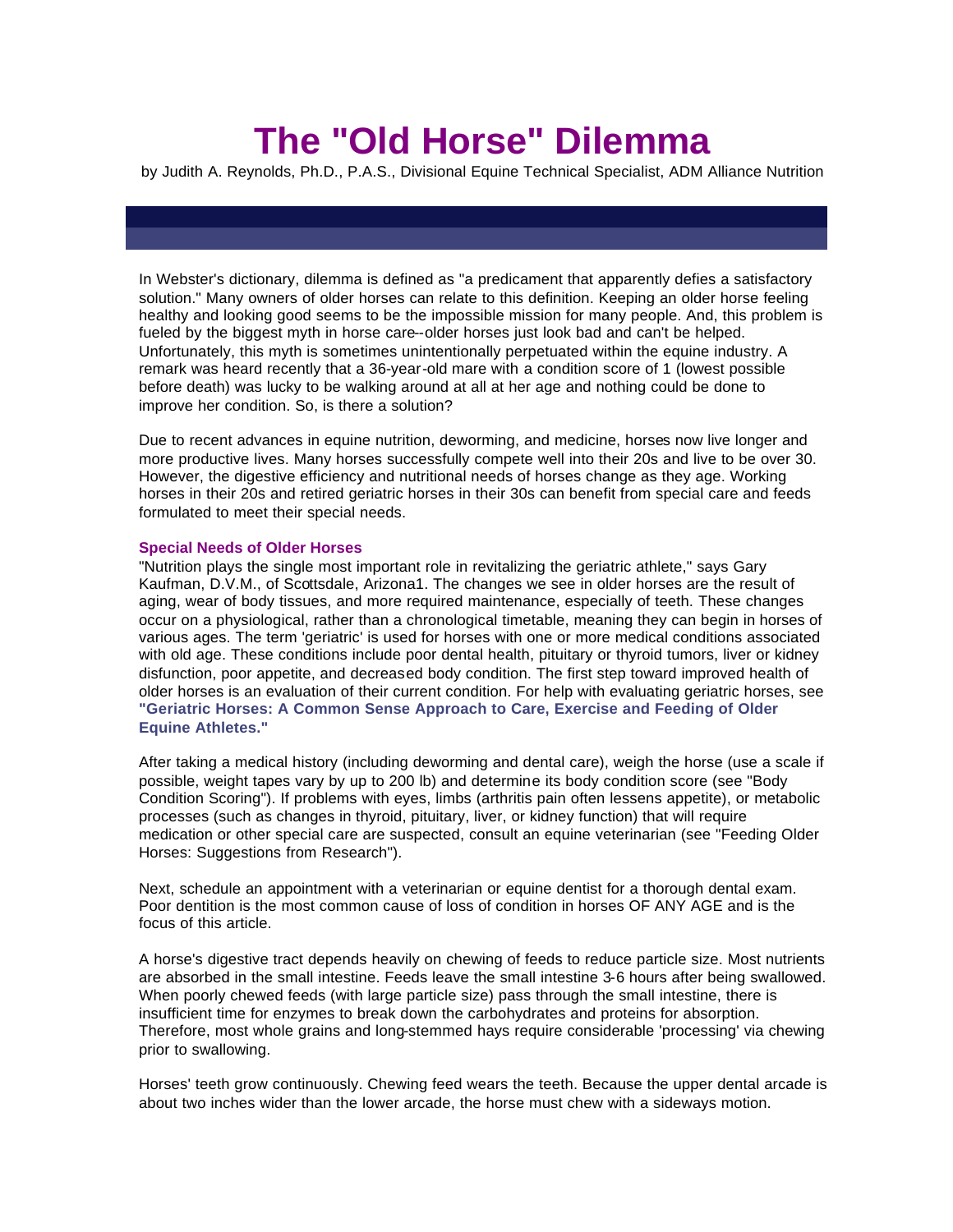# The "Old Horse" Dilemma

by Judith A. Reynolds, Ph.D., P.A.S., Divisional Equine Technical Specialist, ADM Alliance Nutrition

In Webster's dictionary, dilemma is defined as "a predicament that apparently defies a satisfactory solution." Many owners of older horses can relate to this definition. Keeping an older horse feeling healthy and looking good seems to be the impossible mission for many people. And, this problem is fueled by the biggest myth in horse care--older horses just look bad and can't be helped. Unfortunately, this myth is sometimes unintentionally perpetuated within the equine industry. A remark was heard recently that a 36-year-old mare with a condition score of 1 (lowest possible before death) was lucky to be walking around at all at her age and nothing could be done to improve her condition. So, is there a solution?

Due to recent advances in equine nutrition, deworming, and medicine, horses now live longer and more productive lives. Many horses successfully compete well into their 20s and live to be over 30. However, the digestive efficiency and nutritional needs of horses change as they age. Working horses in their 20s and retired geriatric horses in their 30s can benefit from special care and feeds formulated to meet their special needs.

### Special Needs of Older Horses

"Nutrition plays the single most important role in revitalizing the geriatric athlete," says Gary Kaufman, D.V.M., of Scottsdale, Arizona[1]. The changes we see in older horses are the result of aging, wear of body tissues, and more required maintenance, especially of teeth. These changes occur on a physiological, rather than a chronological timetable, meaning they can begin in horses of various ages. The term 'geriatric' is used for horses with one or more medical conditions associated with old age. These conditions include poor dental health, pituitary or thyroid tumors, liver or kidney disfunction, poor appetite, and decreased body condition. The first step toward improved health of older horses is an evaluation of their current condition. For help with evaluating geriatric horses, see **"Geriatric Horses: A Common Sense Approach to Care, Exercise and Feeding of Older Equine Athletes."**

After taking a medical history (including deworming and dental care), weigh the horse (use a scale if possible, weight tapes vary by up to 200 lb) and determine its body condition score (see "Body Condition Scoring"). If problems with eyes, limbs (arthritis pain often lessens appetite), or metabolic processes (such as changes in thyroid, pituitary, liver, or kidney function) that will require medication or other special care are suspected, consult an equine veterinarian (see "Feeding Older Horses: Suggestions from Research").

Next, schedule an appointment with a veterinarian or equine dentist for a thorough dental exam. Poor dentition is the most common cause of loss of condition in horses OF ANY AGE and is the focus of this article.

A horse's digestive tract depends heavily on chewing of feeds to reduce particle size. Most nutrients are absorbed in the small intestine. Feeds leave the small intestine 3-6 hours after being swallowed. When poorly chewed feeds (with large particle size) pass through the small intestine, there is insufficient time for enzymes to break down the carbohydrates and proteins for absorption. Therefore, most whole grains and long-stemmed hays require considerable 'processing' via chewing prior to swallowing.

Horses' teeth grow continuously. Chewing feed wears the teeth. Because the upper dental arcade is about two inches wider than the lower arcade, the horse must chew with a sideways motion.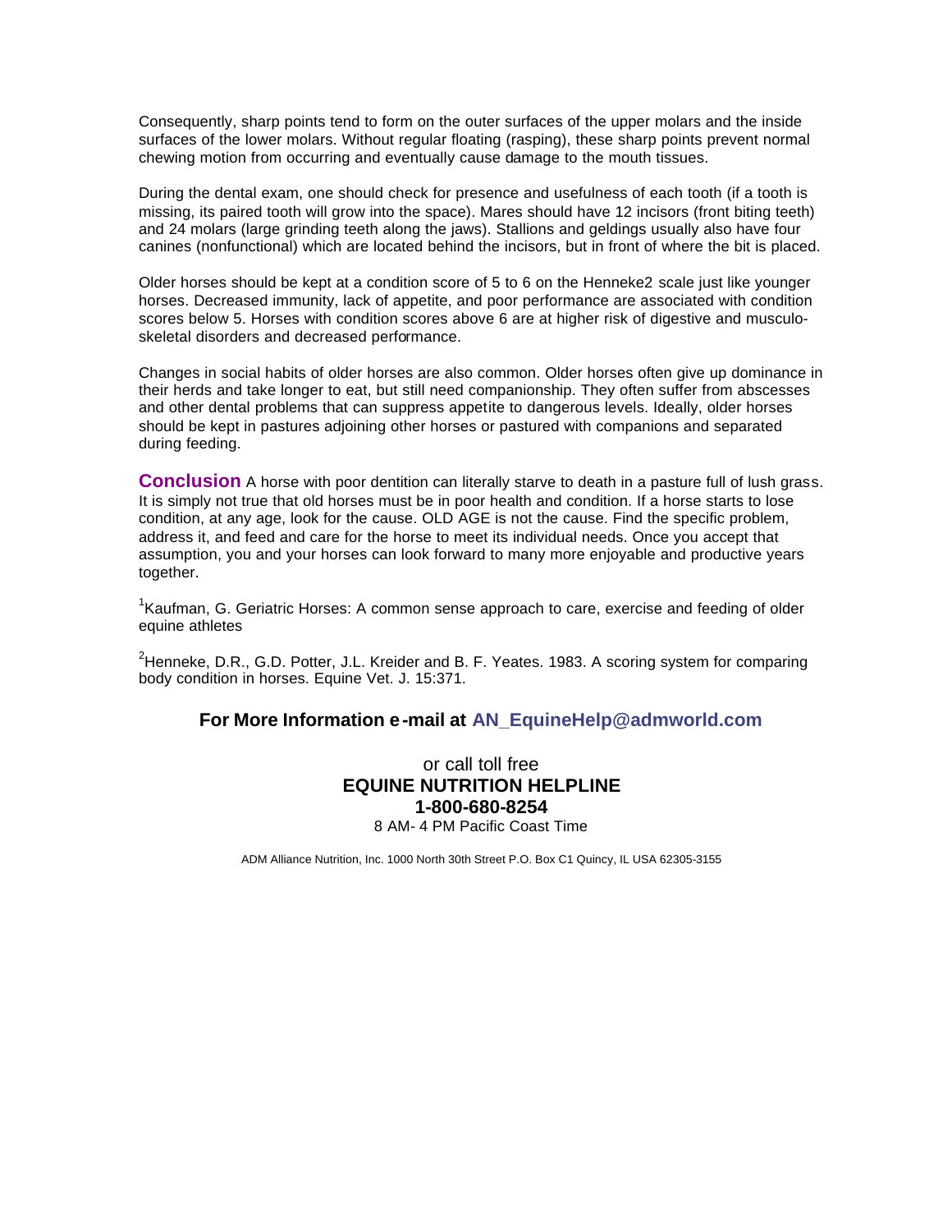Consequently, sharp points tend to form on the outer surfaces of the upper molars and the inside surfaces of the lower molars. Without regular floating (rasping), these sharp points prevent normal chewing motion from occurring and eventually cause damage to the mouth tissues.

During the dental exam, one should check for presence and usefulness of each tooth (if a tooth is missing, its paired tooth will grow into the space). Mares should have 12 incisors (front biting teeth) and 24 molars (large grinding teeth along the jaws). Stallions and geldings usually also have four canines (nonfunctional) which are located behind the incisors, but in front of where the bit is placed.

Older horses should be kept at a condition score of 5 to 6 on the Henneke2 scale just like younger horses. Decreased immunity, lack of appetite, and poor performance are associated with condition scores below 5. Horses with condition scores above 6 are at higher risk of digestive and musculo-skeletal disorders and decreased performance.

Changes in social habits of older horses are also common. Older horses often give up dominance in their herds and take longer to eat, but still need companionship. They often suffer from abscesses and other dental problems that can suppress appetite to dangerous levels. Ideally, older horses should be kept in pastures adjoining other horses or pastured with companions and separated during feeding.

**Conclusion** A horse with poor dentition can literally starve to death in a pasture full of lush grass. It is simply not true that old horses must be in poor health and condition. If a horse starts to lose condition, at any age, look for the cause. OLD AGE is not the cause. Find the specific problem, address it, and feed and care for the horse to meet its individual needs. Once you accept that assumption, you and your horses can look forward to many more enjoyable and productive years together.

[1]Kaufman, G. Geriatric Horses: A common sense approach to care, exercise and feeding of older equine athletes

[2]Henneke, D.R., G.D. Potter, J.L. Kreider and B. F. Yeates. 1983. A scoring system for comparing body condition in horses. Equine Vet. J. 15:371.

**For More Information e-mail at AN_EquineHelp@admworld.com**

or call toll free

**EQUINE NUTRITION HELPLINE**

**1-800-680-8254**

8 AM- 4 PM Pacific Coast Time

ADM Alliance Nutrition, Inc. 1000 North 30th Street P.O. Box C1 Quincy, IL USA 62305-3155